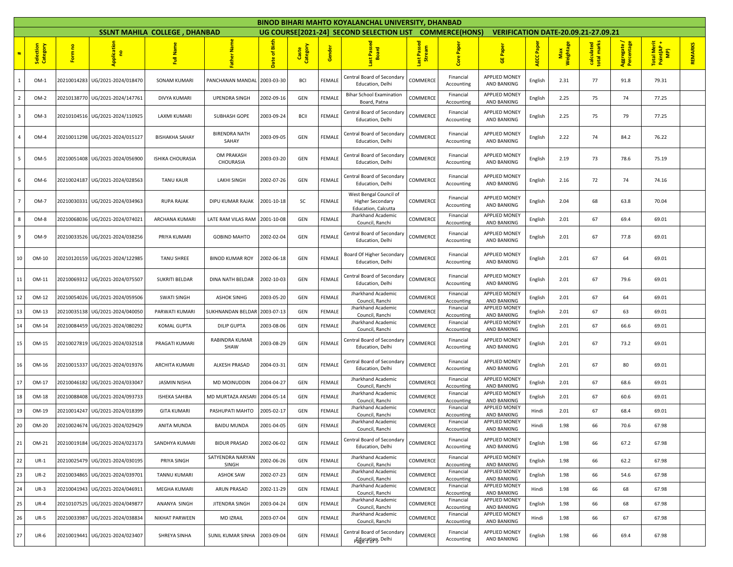# BINOD BIHARI MAHTO KOYALANCHAL UNIVERSITY, DHANBAD

## SSLNT MAHILA COLLEGE , DHANBAD

## UG COURSE[2021-24] SECOND SELECTION LIST COMMERCE(HONS) VERIFICATION DATE-20.09.21-27.09.21

| # | Selection Category | Form no | Application no | Full Name | Father Name | Date of Birth | Caste Category | Gender | Last Passed Board | Last Passed Stream | Core Paper | GE Paper | AECC Paper | Max Weightage | calculated total marks | Aggregate / Percentage | Total Merit Point(AP + MP) | REMARKS |
|---|---|---|---|---|---|---|---|---|---|---|---|---|---|---|---|---|---|---|
| 1 | OM-1 | 20210014283 | UG/2021-2024/018470 | SONAM KUMARI | PANCHANAN MANDAL | 2003-03-30 | BCI | FEMALE | Central Board of Secondary Education, Delhi | COMMERCE | Financial Accounting | APPLIED MONEY AND BANKING | English | 2.31 | 77 | 91.8 | 79.31 | |
| 2 | OM-2 | 20210138770 | UG/2021-2024/147761 | DIVYA KUMARI | UPENDRA SINGH | 2002-09-16 | GEN | FEMALE | Bihar School Examination Board, Patna | COMMERCE | Financial Accounting | APPLIED MONEY AND BANKING | English | 2.25 | 75 | 74 | 77.25 | |
| 3 | OM-3 | 20210104516 | UG/2021-2024/110925 | LAXMI KUMARI | SUBHASH GOPE | 2003-09-24 | BCII | FEMALE | Central Board of Secondary Education, Delhi | COMMERCE | Financial Accounting | APPLIED MONEY AND BANKING | English | 2.25 | 75 | 79 | 77.25 | |
| 4 | OM-4 | 20210011298 | UG/2021-2024/015127 | BISHAKHA SAHAY | BIRENDRA NATH SAHAY | 2003-09-05 | GEN | FEMALE | Central Board of Secondary Education, Delhi | COMMERCE | Financial Accounting | APPLIED MONEY AND BANKING | English | 2.22 | 74 | 84.2 | 76.22 | |
| 5 | OM-5 | 20210051408 | UG/2021-2024/056900 | ISHIKA CHOURASIA | OM PRAKASH CHOURASIA | 2003-03-20 | GEN | FEMALE | Central Board of Secondary Education, Delhi | COMMERCE | Financial Accounting | APPLIED MONEY AND BANKING | English | 2.19 | 73 | 78.6 | 75.19 | |
| 6 | OM-6 | 20210024187 | UG/2021-2024/028563 | TANU KAUR | LAKHI SINGH | 2002-07-26 | GEN | FEMALE | Central Board of Secondary Education, Delhi | COMMERCE | Financial Accounting | APPLIED MONEY AND BANKING | English | 2.16 | 72 | 74 | 74.16 | |
| 7 | OM-7 | 20210030331 | UG/2021-2024/034963 | RUPA RAJAK | DIPU KUMAR RAJAK | 2001-10-18 | SC | FEMALE | West Bengal Council of Higher Secondary Education, Calcutta | COMMERCE | Financial Accounting | APPLIED MONEY AND BANKING | English | 2.04 | 68 | 63.8 | 70.04 | |
| 8 | OM-8 | 20210068036 | UG/2021-2024/074021 | ARCHANA KUMARI | LATE RAM VILAS RAM | 2001-10-08 | GEN | FEMALE | Jharkhand Academic Council, Ranchi | COMMERCE | Financial Accounting | APPLIED MONEY AND BANKING | English | 2.01 | 67 | 69.4 | 69.01 | |
| 9 | OM-9 | 20210033526 | UG/2021-2024/038256 | PRIYA KUMARI | GOBIND MAHTO | 2002-02-04 | GEN | FEMALE | Central Board of Secondary Education, Delhi | COMMERCE | Financial Accounting | APPLIED MONEY AND BANKING | English | 2.01 | 67 | 77.8 | 69.01 | |
| 10 | OM-10 | 20210120159 | UG/2021-2024/122985 | TANU SHREE | BINOD KUMAR ROY | 2002-06-18 | GEN | FEMALE | Board Of Higher Secondary Education, Delhi | COMMERCE | Financial Accounting | APPLIED MONEY AND BANKING | English | 2.01 | 67 | 64 | 69.01 | |
| 11 | OM-11 | 20210069312 | UG/2021-2024/075507 | SUKRITI BELDAR | DINA NATH BELDAR | 2002-10-03 | GEN | FEMALE | Central Board of Secondary Education, Delhi | COMMERCE | Financial Accounting | APPLIED MONEY AND BANKING | English | 2.01 | 67 | 79.6 | 69.01 | |
| 12 | OM-12 | 20210054026 | UG/2021-2024/059506 | SWATI SINGH | ASHOK SINHG | 2003-05-20 | GEN | FEMALE | Jharkhand Academic Council, Ranchi | COMMERCE | Financial Accounting | APPLIED MONEY AND BANKING | English | 2.01 | 67 | 64 | 69.01 | |
| 13 | OM-13 | 20210035138 | UG/2021-2024/040050 | PARWATI KUMARI | SUKHNANDAN BELDAR | 2003-07-13 | GEN | FEMALE | Jharkhand Academic Council, Ranchi | COMMERCE | Financial Accounting | APPLIED MONEY AND BANKING | English | 2.01 | 67 | 63 | 69.01 | |
| 14 | OM-14 | 20210084459 | UG/2021-2024/080292 | KOMAL GUPTA | DILIP GUPTA | 2003-08-06 | GEN | FEMALE | Jharkhand Academic Council, Ranchi | COMMERCE | Financial Accounting | APPLIED MONEY AND BANKING | English | 2.01 | 67 | 66.6 | 69.01 | |
| 15 | OM-15 | 20210027819 | UG/2021-2024/032518 | PRAGATI KUMARI | RABINDRA KUMAR SHAW | 2003-08-29 | GEN | FEMALE | Central Board of Secondary Education, Delhi | COMMERCE | Financial Accounting | APPLIED MONEY AND BANKING | English | 2.01 | 67 | 73.2 | 69.01 | |
| 16 | OM-16 | 20210015337 | UG/2021-2024/019376 | ARCHITA KUMARI | ALKESH PRASAD | 2004-03-31 | GEN | FEMALE | Central Board of Secondary Education, Delhi | COMMERCE | Financial Accounting | APPLIED MONEY AND BANKING | English | 2.01 | 67 | 80 | 69.01 | |
| 17 | OM-17 | 20210046182 | UG/2021-2024/033047 | JASMIN NISHA | MD MOINUDDIN | 2004-04-27 | GEN | FEMALE | Jharkhand Academic Council, Ranchi | COMMERCE | Financial Accounting | APPLIED MONEY AND BANKING | English | 2.01 | 67 | 68.6 | 69.01 | |
| 18 | OM-18 | 20210088408 | UG/2021-2024/093733 | ISHEKA SAHIBA | MD MURTAZA ANSARI | 2004-05-14 | GEN | FEMALE | Jharkhand Academic Council, Ranchi | COMMERCE | Financial Accounting | APPLIED MONEY AND BANKING | English | 2.01 | 67 | 60.6 | 69.01 | |
| 19 | OM-19 | 20210014247 | UG/2021-2024/018399 | GITA KUMARI | PASHUPATI MAHTO | 2005-02-17 | GEN | FEMALE | Jharkhand Academic Council, Ranchi | COMMERCE | Financial Accounting | APPLIED MONEY AND BANKING | Hindi | 2.01 | 67 | 68.4 | 69.01 | |
| 20 | OM-20 | 20210024674 | UG/2021-2024/029429 | ANITA MUNDA | BAIDU MUNDA | 2001-04-05 | GEN | FEMALE | Jharkhand Academic Council, Ranchi | COMMERCE | Financial Accounting | APPLIED MONEY AND BANKING | Hindi | 1.98 | 66 | 70.6 | 67.98 | |
| 21 | OM-21 | 20210019184 | UG/2021-2024/023173 | SANDHYA KUMARI | BIDUR PRASAD | 2002-06-02 | GEN | FEMALE | Central Board of Secondary Education, Delhi | COMMERCE | Financial Accounting | APPLIED MONEY AND BANKING | English | 1.98 | 66 | 67.2 | 67.98 | |
| 22 | UR-1 | 20210025479 | UG/2021-2024/030195 | PRIYA SINGH | SATYENDRA NARYAN SINGH | 2002-06-26 | GEN | FEMALE | Jharkhand Academic Council, Ranchi | COMMERCE | Financial Accounting | APPLIED MONEY AND BANKING | English | 1.98 | 66 | 62.2 | 67.98 | |
| 23 | UR-2 | 20210034865 | UG/2021-2024/039701 | TANNU KUMARI | ASHOK SAW | 2002-07-23 | GEN | FEMALE | Jharkhand Academic Council, Ranchi | COMMERCE | Financial Accounting | APPLIED MONEY AND BANKING | English | 1.98 | 66 | 54.6 | 67.98 | |
| 24 | UR-3 | 20210041943 | UG/2021-2024/046911 | MEGHA KUMARI | ARUN PRASAD | 2002-11-29 | GEN | FEMALE | Jharkhand Academic Council, Ranchi | COMMERCE | Financial Accounting | APPLIED MONEY AND BANKING | Hindi | 1.98 | 66 | 68 | 67.98 | |
| 25 | UR-4 | 20210107525 | UG/2021-2024/049877 | ANANYA SINGH | JITENDRA SINGH | 2003-04-24 | GEN | FEMALE | Jharkhand Academic Council, Ranchi | COMMERCE | Financial Accounting | APPLIED MONEY AND BANKING | English | 1.98 | 66 | 68 | 67.98 | |
| 26 | UR-5 | 20210033987 | UG/2021-2024/038834 | NIKHAT PARWEEN | MD IZRAIL | 2003-07-04 | GEN | FEMALE | Jharkhand Academic Council, Ranchi | COMMERCE | Financial Accounting | APPLIED MONEY AND BANKING | Hindi | 1.98 | 66 | 67 | 67.98 | |
| 27 | UR-6 | 20210019441 | UG/2021-2024/023407 | SHREYA SINHA | SUNIL KUMAR SINHA | 2003-09-04 | GEN | FEMALE | Central Board of Secondary Education, Delhi | COMMERCE | Financial Accounting | APPLIED MONEY AND BANKING | English | 1.98 | 66 | 69.4 | 67.98 | |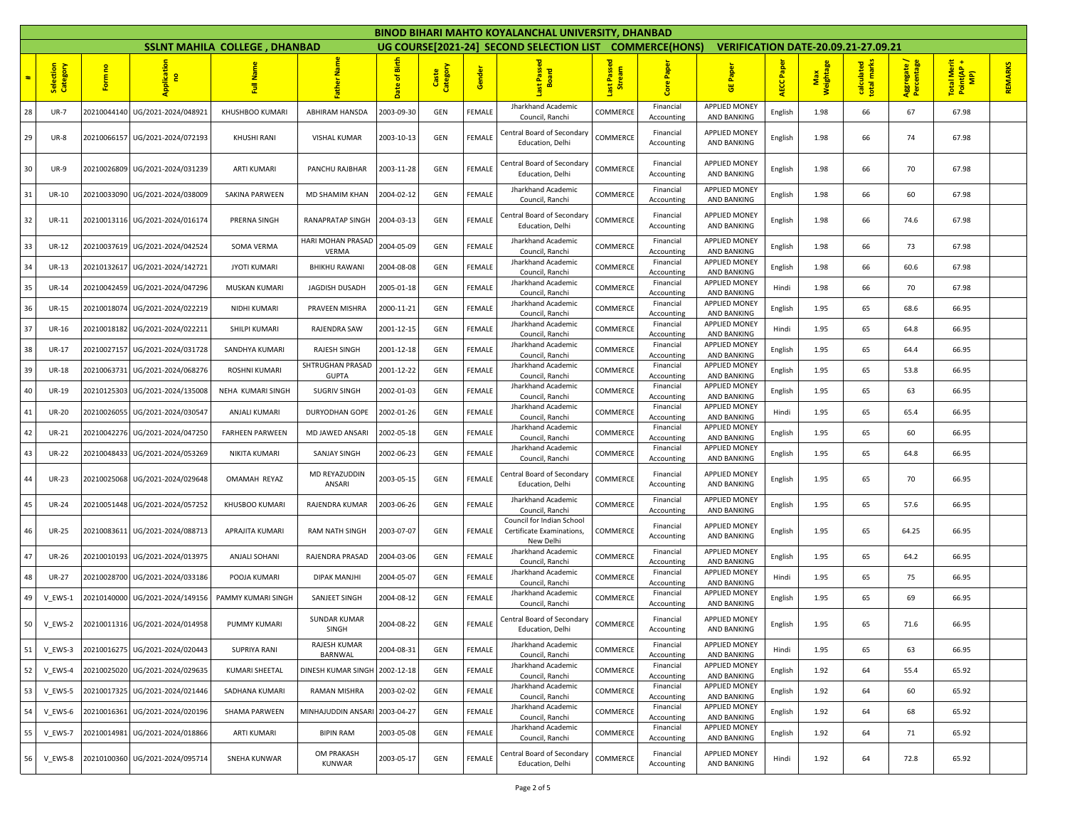# BINOD BIHARI MAHTO KOYALANCHAL UNIVERSITY, DHANBAD

## SSLNT MAHILA COLLEGE , DHANBAD UG COURSE[2021-24] SECOND SELECTION LIST COMMERCE(HONS) VERIFICATION DATE-20.09.21-27.09.21

| # | Selection Category | Form no | Application no | Full Name | Father Name | Date of Birth | Caste Category | Gender | Last Passed Board | Last Passed Stream | Core Paper | GE Paper | AECC Paper | Max Weightage | calculated total marks | Aggregate / Percentage | Total Merit Point(AP + MP) | REMARKS |
|---|---|---|---|---|---|---|---|---|---|---|---|---|---|---|---|---|---|---|
| 28 | UR-7 | 20210044140 | UG/2021-2024/048921 | KHUSHBOO KUMARI | ABHIRAM HANSDA | 2003-09-30 | GEN | FEMALE | Jharkhand Academic Council, Ranchi | COMMERCE | Financial Accounting | APPLIED MONEY AND BANKING | English | 1.98 | 66 | 67 | 67.98 | |
| 29 | UR-8 | 20210066157 | UG/2021-2024/072193 | KHUSHI RANI | VISHAL KUMAR | 2003-10-13 | GEN | FEMALE | Central Board of Secondary Education, Delhi | COMMERCE | Financial Accounting | APPLIED MONEY AND BANKING | English | 1.98 | 66 | 74 | 67.98 | |
| 30 | UR-9 | 20210026809 | UG/2021-2024/031239 | ARTI KUMARI | PANCHU RAJBHAR | 2003-11-28 | GEN | FEMALE | Central Board of Secondary Education, Delhi | COMMERCE | Financial Accounting | APPLIED MONEY AND BANKING | English | 1.98 | 66 | 70 | 67.98 | |
| 31 | UR-10 | 20210033090 | UG/2021-2024/038009 | SAKINA PARWEEN | MD SHAMIM KHAN | 2004-02-12 | GEN | FEMALE | Jharkhand Academic Council, Ranchi | COMMERCE | Financial Accounting | APPLIED MONEY AND BANKING | English | 1.98 | 66 | 60 | 67.98 | |
| 32 | UR-11 | 20210013116 | UG/2021-2024/016174 | PRERNA SINGH | RANAPRATAP SINGH | 2004-03-13 | GEN | FEMALE | Central Board of Secondary Education, Delhi | COMMERCE | Financial Accounting | APPLIED MONEY AND BANKING | English | 1.98 | 66 | 74.6 | 67.98 | |
| 33 | UR-12 | 20210037619 | UG/2021-2024/042524 | SOMA VERMA | HARI MOHAN PRASAD VERMA | 2004-05-09 | GEN | FEMALE | Jharkhand Academic Council, Ranchi | COMMERCE | Financial Accounting | APPLIED MONEY AND BANKING | English | 1.98 | 66 | 73 | 67.98 | |
| 34 | UR-13 | 20210132617 | UG/2021-2024/142721 | JYOTI KUMARI | BHIKHU RAWANI | 2004-08-08 | GEN | FEMALE | Jharkhand Academic Council, Ranchi | COMMERCE | Financial Accounting | APPLIED MONEY AND BANKING | English | 1.98 | 66 | 60.6 | 67.98 | |
| 35 | UR-14 | 20210042459 | UG/2021-2024/047296 | MUSKAN KUMARI | JAGDISH DUSADH | 2005-01-18 | GEN | FEMALE | Jharkhand Academic Council, Ranchi | COMMERCE | Financial Accounting | APPLIED MONEY AND BANKING | Hindi | 1.98 | 66 | 70 | 67.98 | |
| 36 | UR-15 | 20210018074 | UG/2021-2024/022219 | NIDHI KUMARI | PRAVEEN MISHRA | 2000-11-21 | GEN | FEMALE | Jharkhand Academic Council, Ranchi | COMMERCE | Financial Accounting | APPLIED MONEY AND BANKING | English | 1.95 | 65 | 68.6 | 66.95 | |
| 37 | UR-16 | 20210018182 | UG/2021-2024/022211 | SHILPI KUMARI | RAJENDRA SAW | 2001-12-15 | GEN | FEMALE | Jharkhand Academic Council, Ranchi | COMMERCE | Financial Accounting | APPLIED MONEY AND BANKING | Hindi | 1.95 | 65 | 64.8 | 66.95 | |
| 38 | UR-17 | 20210027157 | UG/2021-2024/031728 | SANDHYA KUMARI | RAJESH SINGH | 2001-12-18 | GEN | FEMALE | Jharkhand Academic Council, Ranchi | COMMERCE | Financial Accounting | APPLIED MONEY AND BANKING | English | 1.95 | 65 | 64.4 | 66.95 | |
| 39 | UR-18 | 20210063731 | UG/2021-2024/068276 | ROSHNI KUMARI | SHTRUGHAN PRASAD GUPTA | 2001-12-22 | GEN | FEMALE | Jharkhand Academic Council, Ranchi | COMMERCE | Financial Accounting | APPLIED MONEY AND BANKING | English | 1.95 | 65 | 53.8 | 66.95 | |
| 40 | UR-19 | 20210125303 | UG/2021-2024/135008 | NEHA KUMARI SINGH | SUGRIV SINGH | 2002-01-03 | GEN | FEMALE | Jharkhand Academic Council, Ranchi | COMMERCE | Financial Accounting | APPLIED MONEY AND BANKING | English | 1.95 | 65 | 63 | 66.95 | |
| 41 | UR-20 | 20210026055 | UG/2021-2024/030547 | ANJALI KUMARI | DURYODHAN GOPE | 2002-01-26 | GEN | FEMALE | Jharkhand Academic Council, Ranchi | COMMERCE | Financial Accounting | APPLIED MONEY AND BANKING | Hindi | 1.95 | 65 | 65.4 | 66.95 | |
| 42 | UR-21 | 20210042276 | UG/2021-2024/047250 | FARHEEN PARWEEN | MD JAWED ANSARI | 2002-05-18 | GEN | FEMALE | Jharkhand Academic Council, Ranchi | COMMERCE | Financial Accounting | APPLIED MONEY AND BANKING | English | 1.95 | 65 | 60 | 66.95 | |
| 43 | UR-22 | 20210048433 | UG/2021-2024/053269 | NIKITA KUMARI | SANJAY SINGH | 2002-06-23 | GEN | FEMALE | Jharkhand Academic Council, Ranchi | COMMERCE | Financial Accounting | APPLIED MONEY AND BANKING | English | 1.95 | 65 | 64.8 | 66.95 | |
| 44 | UR-23 | 20210025068 | UG/2021-2024/029648 | OMAMAH REYAZ | MD REYAZUDDIN ANSARI | 2003-05-15 | GEN | FEMALE | Central Board of Secondary Education, Delhi | COMMERCE | Financial Accounting | APPLIED MONEY AND BANKING | English | 1.95 | 65 | 70 | 66.95 | |
| 45 | UR-24 | 20210051448 | UG/2021-2024/057252 | KHUSBOO KUMARI | RAJENDRA KUMAR | 2003-06-26 | GEN | FEMALE | Jharkhand Academic Council, Ranchi | COMMERCE | Financial Accounting | APPLIED MONEY AND BANKING | English | 1.95 | 65 | 57.6 | 66.95 | |
| 46 | UR-25 | 20210083611 | UG/2021-2024/088713 | APRAJITA KUMARI | RAM NATH SINGH | 2003-07-07 | GEN | FEMALE | Council for Indian School Certificate Examinations, New Delhi | COMMERCE | Financial Accounting | APPLIED MONEY AND BANKING | English | 1.95 | 65 | 64.25 | 66.95 | |
| 47 | UR-26 | 20210010193 | UG/2021-2024/013975 | ANJALI SOHANI | RAJENDRA PRASAD | 2004-03-06 | GEN | FEMALE | Jharkhand Academic Council, Ranchi | COMMERCE | Financial Accounting | APPLIED MONEY AND BANKING | English | 1.95 | 65 | 64.2 | 66.95 | |
| 48 | UR-27 | 20210028700 | UG/2021-2024/033186 | POOJA KUMARI | DIPAK MANJHI | 2004-05-07 | GEN | FEMALE | Jharkhand Academic Council, Ranchi | COMMERCE | Financial Accounting | APPLIED MONEY AND BANKING | Hindi | 1.95 | 65 | 75 | 66.95 | |
| 49 | V_EWS-1 | 20210140000 | UG/2021-2024/149156 | PAMMY KUMARI SINGH | SANJEET SINGH | 2004-08-12 | GEN | FEMALE | Jharkhand Academic Council, Ranchi | COMMERCE | Financial Accounting | APPLIED MONEY AND BANKING | English | 1.95 | 65 | 69 | 66.95 | |
| 50 | V_EWS-2 | 20210011316 | UG/2021-2024/014958 | PUMMY KUMARI | SUNDAR KUMAR SINGH | 2004-08-22 | GEN | FEMALE | Central Board of Secondary Education, Delhi | COMMERCE | Financial Accounting | APPLIED MONEY AND BANKING | English | 1.95 | 65 | 71.6 | 66.95 | |
| 51 | V_EWS-3 | 20210016275 | UG/2021-2024/020443 | SUPRIYA RANI | RAJESH KUMAR BARNWAL | 2004-08-31 | GEN | FEMALE | Jharkhand Academic Council, Ranchi | COMMERCE | Financial Accounting | APPLIED MONEY AND BANKING | Hindi | 1.95 | 65 | 63 | 66.95 | |
| 52 | V_EWS-4 | 20210025020 | UG/2021-2024/029635 | KUMARI SHEETAL | DINESH KUMAR SINGH | 2002-12-18 | GEN | FEMALE | Jharkhand Academic Council, Ranchi | COMMERCE | Financial Accounting | APPLIED MONEY AND BANKING | English | 1.92 | 64 | 55.4 | 65.92 | |
| 53 | V_EWS-5 | 20210017325 | UG/2021-2024/021446 | SADHANA KUMARI | RAMAN MISHRA | 2003-02-02 | GEN | FEMALE | Jharkhand Academic Council, Ranchi | COMMERCE | Financial Accounting | APPLIED MONEY AND BANKING | English | 1.92 | 64 | 60 | 65.92 | |
| 54 | V_EWS-6 | 20210016361 | UG/2021-2024/020196 | SHAMA PARWEEN | MINHAJUDDIN ANSARI | 2003-04-27 | GEN | FEMALE | Jharkhand Academic Council, Ranchi | COMMERCE | Financial Accounting | APPLIED MONEY AND BANKING | English | 1.92 | 64 | 68 | 65.92 | |
| 55 | V_EWS-7 | 20210014981 | UG/2021-2024/018866 | ARTI KUMARI | BIPIN RAM | 2003-05-08 | GEN | FEMALE | Jharkhand Academic Council, Ranchi | COMMERCE | Financial Accounting | APPLIED MONEY AND BANKING | English | 1.92 | 64 | 71 | 65.92 | |
| 56 | V_EWS-8 | 20210100360 | UG/2021-2024/095714 | SNEHA KUNWAR | OM PRAKASH KUNWAR | 2003-05-17 | GEN | FEMALE | Central Board of Secondary Education, Delhi | COMMERCE | Financial Accounting | APPLIED MONEY AND BANKING | Hindi | 1.92 | 64 | 72.8 | 65.92 | |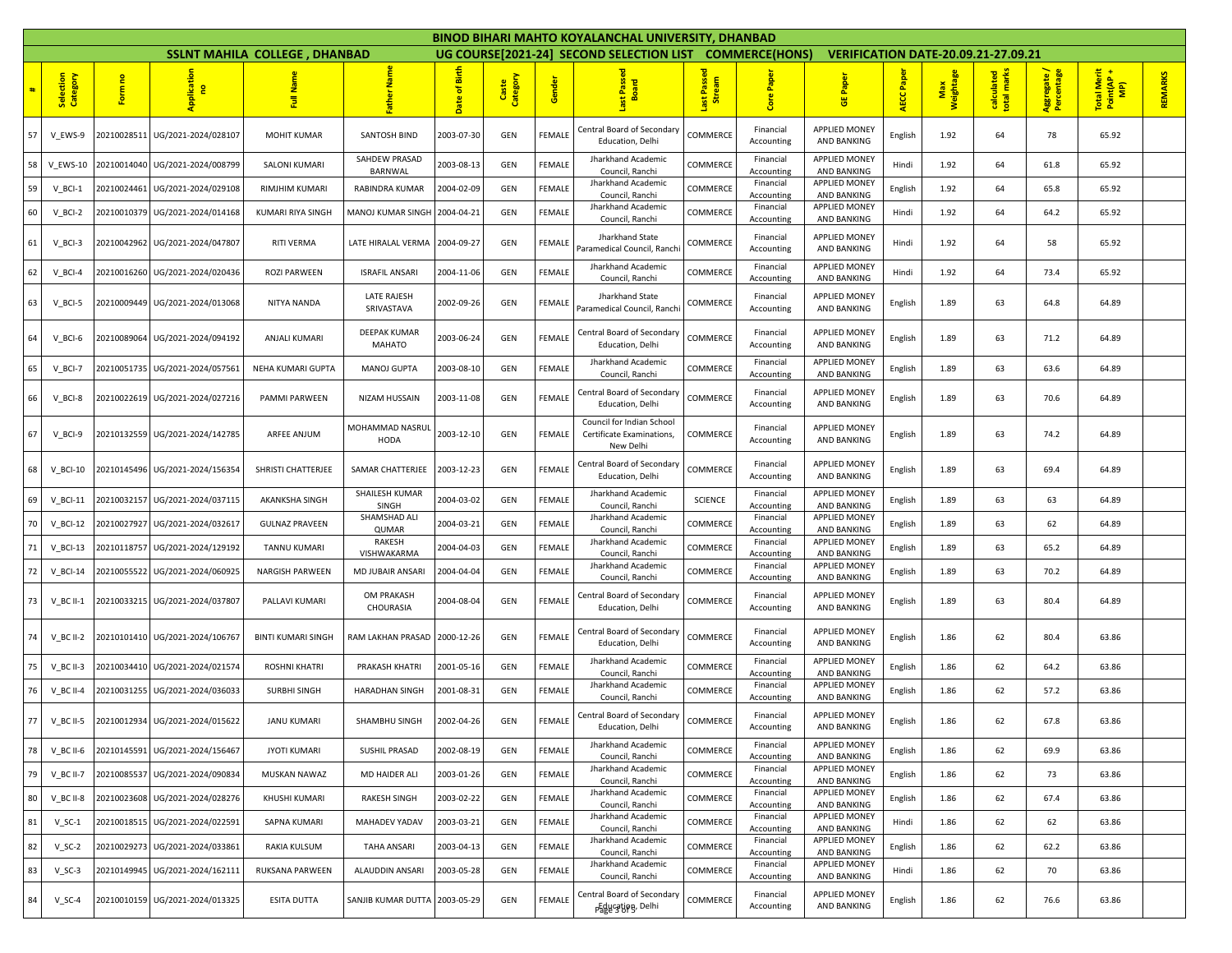# BINOD BIHARI MAHTO KOYALANCHAL UNIVERSITY, DHANBAD

## SSLNT MAHILA COLLEGE , DHANBAD — UG COURSE[2021-24] SECOND SELECTION LIST COMMERCE(HONS) — VERIFICATION DATE-20.09.21-27.09.21

| # | Selection Category | Form no | Application no | Full Name | Father Name | Date of Birth | Caste Category | Gender | Last Passed Board | Last Passed Stream | Core Paper | GE Paper | AECC Paper | Max Weightage | calculated total marks | Aggregate / Percentage | Total Merit Point(AP + MP) | REMARKS |
|---|---|---|---|---|---|---|---|---|---|---|---|---|---|---|---|---|---|---|
| 57 | V_EWS-9 | 20210028511 | UG/2021-2024/028107 | MOHIT KUMAR | SANTOSH BIND | 2003-07-30 | GEN | FEMALE | Central Board of Secondary Education, Delhi | COMMERCE | Financial Accounting | APPLIED MONEY AND BANKING | English | 1.92 | 64 | 78 | 65.92 | |
| 58 | V_EWS-10 | 20210014040 | UG/2021-2024/008799 | SALONI KUMARI | SAHDEW PRASAD BARNWAL | 2003-08-13 | GEN | FEMALE | Jharkhand Academic Council, Ranchi | COMMERCE | Financial Accounting | APPLIED MONEY AND BANKING | Hindi | 1.92 | 64 | 61.8 | 65.92 | |
| 59 | V_BCI-1 | 20210024461 | UG/2021-2024/029108 | RIMJHIM KUMARI | RABINDRA KUMAR | 2004-02-09 | GEN | FEMALE | Jharkhand Academic Council, Ranchi | COMMERCE | Financial Accounting | APPLIED MONEY AND BANKING | English | 1.92 | 64 | 65.8 | 65.92 | |
| 60 | V_BCI-2 | 20210010379 | UG/2021-2024/014168 | KUMARI RIYA SINGH | MANOJ KUMAR SINGH | 2004-04-21 | GEN | FEMALE | Jharkhand Academic Council, Ranchi | COMMERCE | Financial Accounting | APPLIED MONEY AND BANKING | Hindi | 1.92 | 64 | 64.2 | 65.92 | |
| 61 | V_BCI-3 | 20210042962 | UG/2021-2024/047807 | RITI VERMA | LATE HIRALAL VERMA | 2004-09-27 | GEN | FEMALE | Jharkhand State Paramedical Council, Ranchi | COMMERCE | Financial Accounting | APPLIED MONEY AND BANKING | Hindi | 1.92 | 64 | 58 | 65.92 | |
| 62 | V_BCI-4 | 20210016260 | UG/2021-2024/020436 | ROZI PARWEEN | ISRAFIL ANSARI | 2004-11-06 | GEN | FEMALE | Jharkhand Academic Council, Ranchi | COMMERCE | Financial Accounting | APPLIED MONEY AND BANKING | Hindi | 1.92 | 64 | 73.4 | 65.92 | |
| 63 | V_BCI-5 | 20210009449 | UG/2021-2024/013068 | NITYA NANDA | LATE RAJESH SRIVASTAVA | 2002-09-26 | GEN | FEMALE | Jharkhand State Paramedical Council, Ranchi | COMMERCE | Financial Accounting | APPLIED MONEY AND BANKING | English | 1.89 | 63 | 64.8 | 64.89 | |
| 64 | V_BCI-6 | 20210089064 | UG/2021-2024/094192 | ANJALI KUMARI | DEEPAK KUMAR MAHATO | 2003-06-24 | GEN | FEMALE | Central Board of Secondary Education, Delhi | COMMERCE | Financial Accounting | APPLIED MONEY AND BANKING | English | 1.89 | 63 | 71.2 | 64.89 | |
| 65 | V_BCI-7 | 20210051735 | UG/2021-2024/057561 | NEHA KUMARI GUPTA | MANOJ GUPTA | 2003-08-10 | GEN | FEMALE | Jharkhand Academic Council, Ranchi | COMMERCE | Financial Accounting | APPLIED MONEY AND BANKING | English | 1.89 | 63 | 63.6 | 64.89 | |
| 66 | V_BCI-8 | 20210022619 | UG/2021-2024/027216 | PAMMI PARWEEN | NIZAM HUSSAIN | 2003-11-08 | GEN | FEMALE | Central Board of Secondary Education, Delhi | COMMERCE | Financial Accounting | APPLIED MONEY AND BANKING | English | 1.89 | 63 | 70.6 | 64.89 | |
| 67 | V_BCI-9 | 20210132559 | UG/2021-2024/142785 | ARFEE ANJUM | MOHAMMAD NASRUL HODA | 2003-12-10 | GEN | FEMALE | Council for Indian School Certificate Examinations, New Delhi | COMMERCE | Financial Accounting | APPLIED MONEY AND BANKING | English | 1.89 | 63 | 74.2 | 64.89 | |
| 68 | V_BCI-10 | 20210145496 | UG/2021-2024/156354 | SHRISTI CHATTERJEE | SAMAR CHATTERJEE | 2003-12-23 | GEN | FEMALE | Central Board of Secondary Education, Delhi | COMMERCE | Financial Accounting | APPLIED MONEY AND BANKING | English | 1.89 | 63 | 69.4 | 64.89 | |
| 69 | V_BCI-11 | 20210032157 | UG/2021-2024/037115 | AKANKSHA SINGH | SHAILESH KUMAR SINGH | 2004-03-02 | GEN | FEMALE | Jharkhand Academic Council, Ranchi | SCIENCE | Financial Accounting | APPLIED MONEY AND BANKING | English | 1.89 | 63 | 63 | 64.89 | |
| 70 | V_BCI-12 | 20210027927 | UG/2021-2024/032617 | GULNAZ PRAVEEN | SHAMSHAD ALI QUMAR | 2004-03-21 | GEN | FEMALE | Jharkhand Academic Council, Ranchi | COMMERCE | Financial Accounting | APPLIED MONEY AND BANKING | English | 1.89 | 63 | 62 | 64.89 | |
| 71 | V_BCI-13 | 20210118757 | UG/2021-2024/129192 | TANNU KUMARI | RAKESH VISHWAKARMA | 2004-04-03 | GEN | FEMALE | Jharkhand Academic Council, Ranchi | COMMERCE | Financial Accounting | APPLIED MONEY AND BANKING | English | 1.89 | 63 | 65.2 | 64.89 | |
| 72 | V_BCI-14 | 20210055522 | UG/2021-2024/060925 | NARGISH PARWEEN | MD JUBAIR ANSARI | 2004-04-04 | GEN | FEMALE | Jharkhand Academic Council, Ranchi | COMMERCE | Financial Accounting | APPLIED MONEY AND BANKING | English | 1.89 | 63 | 70.2 | 64.89 | |
| 73 | V_BC II-1 | 20210033215 | UG/2021-2024/037807 | PALLAVI KUMARI | OM PRAKASH CHOURASIA | 2004-08-04 | GEN | FEMALE | Central Board of Secondary Education, Delhi | COMMERCE | Financial Accounting | APPLIED MONEY AND BANKING | English | 1.89 | 63 | 80.4 | 64.89 | |
| 74 | V_BC II-2 | 20210101410 | UG/2021-2024/106767 | BINTI KUMARI SINGH | RAM LAKHAN PRASAD | 2000-12-26 | GEN | FEMALE | Central Board of Secondary Education, Delhi | COMMERCE | Financial Accounting | APPLIED MONEY AND BANKING | English | 1.86 | 62 | 80.4 | 63.86 | |
| 75 | V_BC II-3 | 20210034410 | UG/2021-2024/021574 | ROSHNI KHATRI | PRAKASH KHATRI | 2001-05-16 | GEN | FEMALE | Jharkhand Academic Council, Ranchi | COMMERCE | Financial Accounting | APPLIED MONEY AND BANKING | English | 1.86 | 62 | 64.2 | 63.86 | |
| 76 | V_BC II-4 | 20210031255 | UG/2021-2024/036033 | SURBHI SINGH | HARADHAN SINGH | 2001-08-31 | GEN | FEMALE | Jharkhand Academic Council, Ranchi | COMMERCE | Financial Accounting | APPLIED MONEY AND BANKING | English | 1.86 | 62 | 57.2 | 63.86 | |
| 77 | V_BC II-5 | 20210012934 | UG/2021-2024/015622 | JANU KUMARI | SHAMBHU SINGH | 2002-04-26 | GEN | FEMALE | Central Board of Secondary Education, Delhi | COMMERCE | Financial Accounting | APPLIED MONEY AND BANKING | English | 1.86 | 62 | 67.8 | 63.86 | |
| 78 | V_BC II-6 | 20210145591 | UG/2021-2024/156467 | JYOTI KUMARI | SUSHIL PRASAD | 2002-08-19 | GEN | FEMALE | Jharkhand Academic Council, Ranchi | COMMERCE | Financial Accounting | APPLIED MONEY AND BANKING | English | 1.86 | 62 | 69.9 | 63.86 | |
| 79 | V_BC II-7 | 20210085537 | UG/2021-2024/090834 | MUSKAN NAWAZ | MD HAIDER ALI | 2003-01-26 | GEN | FEMALE | Jharkhand Academic Council, Ranchi | COMMERCE | Financial Accounting | APPLIED MONEY AND BANKING | English | 1.86 | 62 | 73 | 63.86 | |
| 80 | V_BC II-8 | 20210023608 | UG/2021-2024/028276 | KHUSHI KUMARI | RAKESH SINGH | 2003-02-22 | GEN | FEMALE | Jharkhand Academic Council, Ranchi | COMMERCE | Financial Accounting | APPLIED MONEY AND BANKING | English | 1.86 | 62 | 67.4 | 63.86 | |
| 81 | V_SC-1 | 20210018515 | UG/2021-2024/022591 | SAPNA KUMARI | MAHADEV YADAV | 2003-03-21 | GEN | FEMALE | Jharkhand Academic Council, Ranchi | COMMERCE | Financial Accounting | APPLIED MONEY AND BANKING | Hindi | 1.86 | 62 | 62 | 63.86 | |
| 82 | V_SC-2 | 20210029273 | UG/2021-2024/033861 | RAKIA KULSUM | TAHA ANSARI | 2003-04-13 | GEN | FEMALE | Jharkhand Academic Council, Ranchi | COMMERCE | Financial Accounting | APPLIED MONEY AND BANKING | English | 1.86 | 62 | 62.2 | 63.86 | |
| 83 | V_SC-3 | 20210149945 | UG/2021-2024/162111 | RUKSANA PARWEEN | ALAUDDIN ANSARI | 2003-05-28 | GEN | FEMALE | Jharkhand Academic Council, Ranchi | COMMERCE | Financial Accounting | APPLIED MONEY AND BANKING | Hindi | 1.86 | 62 | 70 | 63.86 | |
| 84 | V_SC-4 | 20210010159 | UG/2021-2024/013325 | ESITA DUTTA | SANJIB KUMAR DUTTA | 2003-05-29 | GEN | FEMALE | Central Board of Secondary Education, Delhi | COMMERCE | Financial Accounting | APPLIED MONEY AND BANKING | English | 1.86 | 62 | 76.6 | 63.86 | |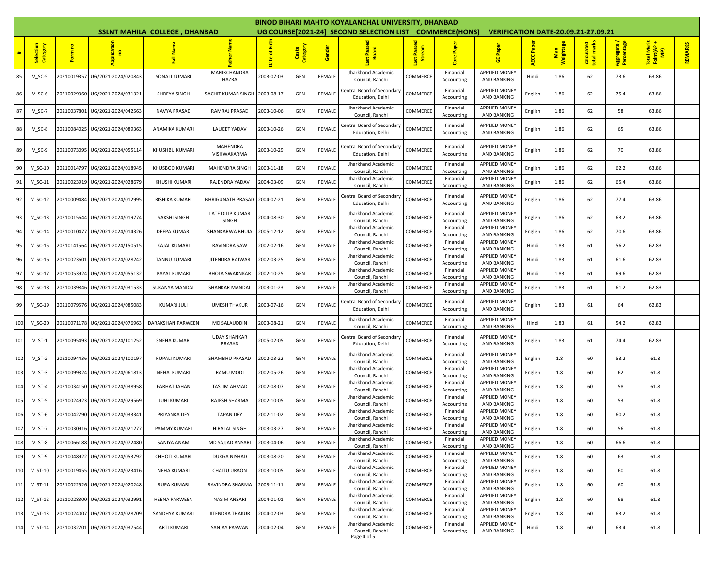# BINOD BIHARI MAHTO KOYALANCHAL UNIVERSITY, DHANBAD

## SSLNT MAHILA COLLEGE , DHANBAD — UG COURSE[2021-24] SECOND SELECTION LIST COMMERCE(HONS) VERIFICATION DATE-20.09.21-27.09.21

| # | Selection Category | Form no | Application no | Full Name | Father Name | Date of Birth | Caste Category | Gender | Last Passed Board | Last Passed Stream | Core Paper | GE Paper | AECC Paper | Max Weightage | calculated total marks | Aggregate / Percentage | Total Merit Point(AP + MP) | REMARKS |
|---|---|---|---|---|---|---|---|---|---|---|---|---|---|---|---|---|---|---|
| 85 | V_SC-5 | 20210019357 | UG/2021-2024/020843 | SONALI KUMARI | MANIKCHANDRA HAZRA | 2003-07-03 | GEN | FEMALE | Jharkhand Academic Council, Ranchi | COMMERCE | Financial Accounting | APPLIED MONEY AND BANKING | Hindi | 1.86 | 62 | 73.6 | 63.86 | |
| 86 | V_SC-6 | 20210029360 | UG/2021-2024/031321 | SHREYA SINGH | SACHIT KUMAR SINGH | 2003-08-17 | GEN | FEMALE | Central Board of Secondary Education, Delhi | COMMERCE | Financial Accounting | APPLIED MONEY AND BANKING | English | 1.86 | 62 | 75.4 | 63.86 | |
| 87 | V_SC-7 | 20210037801 | UG/2021-2024/042563 | NAVYA PRASAD | RAMRAJ PRASAD | 2003-10-06 | GEN | FEMALE | Jharkhand Academic Council, Ranchi | COMMERCE | Financial Accounting | APPLIED MONEY AND BANKING | English | 1.86 | 62 | 58 | 63.86 | |
| 88 | V_SC-8 | 20210084025 | UG/2021-2024/089363 | ANAMIKA KUMARI | LALJEET YADAV | 2003-10-26 | GEN | FEMALE | Central Board of Secondary Education, Delhi | COMMERCE | Financial Accounting | APPLIED MONEY AND BANKING | English | 1.86 | 62 | 65 | 63.86 | |
| 89 | V_SC-9 | 20210073095 | UG/2021-2024/055114 | KHUSHBU KUMARI | MAHENDRA VISHWAKARMA | 2003-10-29 | GEN | FEMALE | Central Board of Secondary Education, Delhi | COMMERCE | Financial Accounting | APPLIED MONEY AND BANKING | English | 1.86 | 62 | 70 | 63.86 | |
| 90 | V_SC-10 | 20210014797 | UG/2021-2024/018945 | KHUSBOO KUMARI | MAHENDRA SINGH | 2003-11-18 | GEN | FEMALE | Jharkhand Academic Council, Ranchi | COMMERCE | Financial Accounting | APPLIED MONEY AND BANKING | English | 1.86 | 62 | 62.2 | 63.86 | |
| 91 | V_SC-11 | 20210023919 | UG/2021-2024/028679 | KHUSHI KUMARI | RAJENDRA YADAV | 2004-03-09 | GEN | FEMALE | Jharkhand Academic Council, Ranchi | COMMERCE | Financial Accounting | APPLIED MONEY AND BANKING | English | 1.86 | 62 | 65.4 | 63.86 | |
| 92 | V_SC-12 | 20210009484 | UG/2021-2024/012995 | RISHIKA KUMARI | BHRIGUNATH PRASAD | 2004-07-21 | GEN | FEMALE | Central Board of Secondary Education, Delhi | COMMERCE | Financial Accounting | APPLIED MONEY AND BANKING | English | 1.86 | 62 | 77.4 | 63.86 | |
| 93 | V_SC-13 | 20210015644 | UG/2021-2024/019774 | SAKSHI SINGH | LATE DILIP KUMAR SINGH | 2004-08-30 | GEN | FEMALE | Jharkhand Academic Council, Ranchi | COMMERCE | Financial Accounting | APPLIED MONEY AND BANKING | English | 1.86 | 62 | 63.2 | 63.86 | |
| 94 | V_SC-14 | 20210010477 | UG/2021-2024/014326 | DEEPA KUMARI | SHANKARWA BHUIA | 2005-12-12 | GEN | FEMALE | Jharkhand Academic Council, Ranchi | COMMERCE | Financial Accounting | APPLIED MONEY AND BANKING | English | 1.86 | 62 | 70.6 | 63.86 | |
| 95 | V_SC-15 | 20210141564 | UG/2021-2024/150515 | KAJAL KUMARI | RAVINDRA SAW | 2002-02-16 | GEN | FEMALE | Jharkhand Academic Council, Ranchi | COMMERCE | Financial Accounting | APPLIED MONEY AND BANKING | Hindi | 1.83 | 61 | 56.2 | 62.83 | |
| 96 | V_SC-16 | 20210023601 | UG/2021-2024/028242 | TANNU KUMARI | JITENDRA RAJWAR | 2002-03-25 | GEN | FEMALE | Jharkhand Academic Council, Ranchi | COMMERCE | Financial Accounting | APPLIED MONEY AND BANKING | Hindi | 1.83 | 61 | 61.6 | 62.83 | |
| 97 | V_SC-17 | 20210053924 | UG/2021-2024/055132 | PAYAL KUMARI | BHOLA SWARNKAR | 2002-10-25 | GEN | FEMALE | Jharkhand Academic Council, Ranchi | COMMERCE | Financial Accounting | APPLIED MONEY AND BANKING | Hindi | 1.83 | 61 | 69.6 | 62.83 | |
| 98 | V_SC-18 | 20210039846 | UG/2021-2024/031533 | SUKANYA MANDAL | SHANKAR MANDAL | 2003-01-23 | GEN | FEMALE | Jharkhand Academic Council, Ranchi | COMMERCE | Financial Accounting | APPLIED MONEY AND BANKING | English | 1.83 | 61 | 61.2 | 62.83 | |
| 99 | V_SC-19 | 20210079576 | UG/2021-2024/085083 | KUMARI JULI | UMESH THAKUR | 2003-07-16 | GEN | FEMALE | Central Board of Secondary Education, Delhi | COMMERCE | Financial Accounting | APPLIED MONEY AND BANKING | English | 1.83 | 61 | 64 | 62.83 | |
| 100 | V_SC-20 | 20210071178 | UG/2021-2024/076963 | DARAKSHAN PARWEEN | MD SALAUDDIN | 2003-08-21 | GEN | FEMALE | Jharkhand Academic Council, Ranchi | COMMERCE | Financial Accounting | APPLIED MONEY AND BANKING | Hindi | 1.83 | 61 | 54.2 | 62.83 | |
| 101 | V_ST-1 | 20210095493 | UG/2021-2024/101252 | SNEHA KUMARI | UDAY SHANKAR PRASAD | 2005-02-05 | GEN | FEMALE | Central Board of Secondary Education, Delhi | COMMERCE | Financial Accounting | APPLIED MONEY AND BANKING | English | 1.83 | 61 | 74.4 | 62.83 | |
| 102 | V_ST-2 | 20210094436 | UG/2021-2024/100197 | RUPALI KUMARI | SHAMBHU PRASAD | 2002-03-22 | GEN | FEMALE | Jharkhand Academic Council, Ranchi | COMMERCE | Financial Accounting | APPLIED MONEY AND BANKING | English | 1.8 | 60 | 53.2 | 61.8 | |
| 103 | V_ST-3 | 20210099324 | UG/2021-2024/061813 | NEHA KUMARI | RAMU MODI | 2002-05-26 | GEN | FEMALE | Jharkhand Academic Council, Ranchi | COMMERCE | Financial Accounting | APPLIED MONEY AND BANKING | English | 1.8 | 60 | 62 | 61.8 | |
| 104 | V_ST-4 | 20210034150 | UG/2021-2024/038958 | FARHAT JAHAN | TASLIM AHMAD | 2002-08-07 | GEN | FEMALE | Jharkhand Academic Council, Ranchi | COMMERCE | Financial Accounting | APPLIED MONEY AND BANKING | English | 1.8 | 60 | 58 | 61.8 | |
| 105 | V_ST-5 | 20210024923 | UG/2021-2024/029569 | JUHI KUMARI | RAJESH SHARMA | 2002-10-05 | GEN | FEMALE | Jharkhand Academic Council, Ranchi | COMMERCE | Financial Accounting | APPLIED MONEY AND BANKING | English | 1.8 | 60 | 53 | 61.8 | |
| 106 | V_ST-6 | 20210042790 | UG/2021-2024/033341 | PRIYANKA DEY | TAPAN DEY | 2002-11-02 | GEN | FEMALE | Jharkhand Academic Council, Ranchi | COMMERCE | Financial Accounting | APPLIED MONEY AND BANKING | English | 1.8 | 60 | 60.2 | 61.8 | |
| 107 | V_ST-7 | 20210030916 | UG/2021-2024/021277 | PAMMY KUMARI | HIRALAL SINGH | 2003-03-27 | GEN | FEMALE | Jharkhand Academic Council, Ranchi | COMMERCE | Financial Accounting | APPLIED MONEY AND BANKING | English | 1.8 | 60 | 56 | 61.8 | |
| 108 | V_ST-8 | 20210066188 | UG/2021-2024/072480 | SANIYA ANAM | MD SAJJAD ANSARI | 2003-04-06 | GEN | FEMALE | Jharkhand Academic Council, Ranchi | COMMERCE | Financial Accounting | APPLIED MONEY AND BANKING | English | 1.8 | 60 | 66.6 | 61.8 | |
| 109 | V_ST-9 | 20210048922 | UG/2021-2024/053792 | CHHOTI KUMARI | DURGA NISHAD | 2003-08-20 | GEN | FEMALE | Jharkhand Academic Council, Ranchi | COMMERCE | Financial Accounting | APPLIED MONEY AND BANKING | English | 1.8 | 60 | 63 | 61.8 | |
| 110 | V_ST-10 | 20210019455 | UG/2021-2024/023416 | NEHA KUMARI | CHAITU URAON | 2003-10-05 | GEN | FEMALE | Jharkhand Academic Council, Ranchi | COMMERCE | Financial Accounting | APPLIED MONEY AND BANKING | English | 1.8 | 60 | 60 | 61.8 | |
| 111 | V_ST-11 | 20210022526 | UG/2021-2024/020248 | RUPA KUMARI | RAVINDRA SHARMA | 2003-11-11 | GEN | FEMALE | Jharkhand Academic Council, Ranchi | COMMERCE | Financial Accounting | APPLIED MONEY AND BANKING | English | 1.8 | 60 | 60 | 61.8 | |
| 112 | V_ST-12 | 20210028300 | UG/2021-2024/032991 | HEENA PARWEEN | NASIM ANSARI | 2004-01-01 | GEN | FEMALE | Jharkhand Academic Council, Ranchi | COMMERCE | Financial Accounting | APPLIED MONEY AND BANKING | English | 1.8 | 60 | 68 | 61.8 | |
| 113 | V_ST-13 | 20210024007 | UG/2021-2024/028709 | SANDHYA KUMARI | JITENDRA THAKUR | 2004-02-03 | GEN | FEMALE | Jharkhand Academic Council, Ranchi | COMMERCE | Financial Accounting | APPLIED MONEY AND BANKING | English | 1.8 | 60 | 63.2 | 61.8 | |
| 114 | V_ST-14 | 20210032701 | UG/2021-2024/037544 | ARTI KUMARI | SANJAY PASWAN | 2004-02-04 | GEN | FEMALE | Jharkhand Academic Council, Ranchi | COMMERCE | Financial Accounting | APPLIED MONEY AND BANKING | Hindi | 1.8 | 60 | 63.4 | 61.8 | |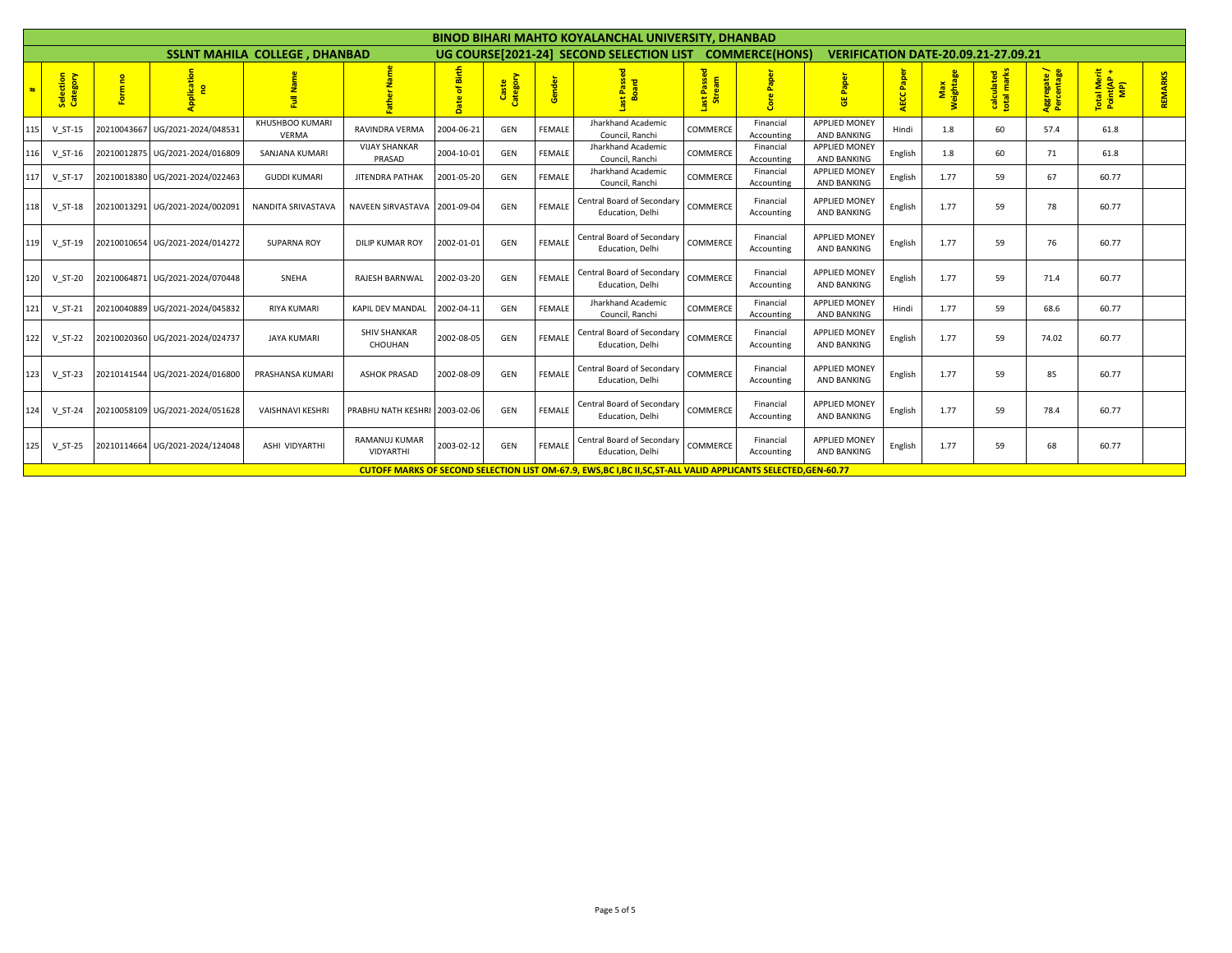# BINOD BIHARI MAHTO KOYALANCHAL UNIVERSITY, DHANBAD

**SSLNT MAHILA COLLEGE , DHANBAD** | **UG COURSE[2021-24] SECOND SELECTION LIST COMMERCE(HONS)** | **VERIFICATION DATE-20.09.21-27.09.21**

| # | Selection Category | Form no | Application no | Full Name | Father Name | Date of Birth | Caste Category | Gender | Last Passed Board | Last Passed Stream | Core Paper | GE Paper | AECC Paper | Max Weightage | calculated total marks | Aggregate / Percentage | Total Merit Point(AP + MP) | REMARKS |
|---|---|---|---|---|---|---|---|---|---|---|---|---|---|---|---|---|---|---|
| 115 | V_ST-15 | 20210043667 | UG/2021-2024/048531 | KHUSHBOO KUMARI VERMA | RAVINDRA VERMA | 2004-06-21 | GEN | FEMALE | Jharkhand Academic Council, Ranchi | COMMERCE | Financial Accounting | APPLIED MONEY AND BANKING | Hindi | 1.8 | 60 | 57.4 | 61.8 | |
| 116 | V_ST-16 | 20210012875 | UG/2021-2024/016809 | SANJANA KUMARI | VIJAY SHANKAR PRASAD | 2004-10-01 | GEN | FEMALE | Jharkhand Academic Council, Ranchi | COMMERCE | Financial Accounting | APPLIED MONEY AND BANKING | English | 1.8 | 60 | 71 | 61.8 | |
| 117 | V_ST-17 | 20210018380 | UG/2021-2024/022463 | GUDDI KUMARI | JITENDRA PATHAK | 2001-05-20 | GEN | FEMALE | Jharkhand Academic Council, Ranchi | COMMERCE | Financial Accounting | APPLIED MONEY AND BANKING | English | 1.77 | 59 | 67 | 60.77 | |
| 118 | V_ST-18 | 20210013291 | UG/2021-2024/002091 | NANDITA SRIVASTAVA | NAVEEN SIRVASTAVA | 2001-09-04 | GEN | FEMALE | Central Board of Secondary Education, Delhi | COMMERCE | Financial Accounting | APPLIED MONEY AND BANKING | English | 1.77 | 59 | 78 | 60.77 | |
| 119 | V_ST-19 | 20210010654 | UG/2021-2024/014272 | SUPARNA ROY | DILIP KUMAR ROY | 2002-01-01 | GEN | FEMALE | Central Board of Secondary Education, Delhi | COMMERCE | Financial Accounting | APPLIED MONEY AND BANKING | English | 1.77 | 59 | 76 | 60.77 | |
| 120 | V_ST-20 | 20210064871 | UG/2021-2024/070448 | SNEHA | RAJESH BARNWAL | 2002-03-20 | GEN | FEMALE | Central Board of Secondary Education, Delhi | COMMERCE | Financial Accounting | APPLIED MONEY AND BANKING | English | 1.77 | 59 | 71.4 | 60.77 | |
| 121 | V_ST-21 | 20210040889 | UG/2021-2024/045832 | RIYA KUMARI | KAPIL DEV MANDAL | 2002-04-11 | GEN | FEMALE | Jharkhand Academic Council, Ranchi | COMMERCE | Financial Accounting | APPLIED MONEY AND BANKING | Hindi | 1.77 | 59 | 68.6 | 60.77 | |
| 122 | V_ST-22 | 20210020360 | UG/2021-2024/024737 | JAYA KUMARI | SHIV SHANKAR CHOUHAN | 2002-08-05 | GEN | FEMALE | Central Board of Secondary Education, Delhi | COMMERCE | Financial Accounting | APPLIED MONEY AND BANKING | English | 1.77 | 59 | 74.02 | 60.77 | |
| 123 | V_ST-23 | 20210141544 | UG/2021-2024/016800 | PRASHANSA KUMARI | ASHOK PRASAD | 2002-08-09 | GEN | FEMALE | Central Board of Secondary Education, Delhi | COMMERCE | Financial Accounting | APPLIED MONEY AND BANKING | English | 1.77 | 59 | 85 | 60.77 | |
| 124 | V_ST-24 | 20210058109 | UG/2021-2024/051628 | VAISHNAVI KESHRI | PRABHU NATH KESHRI | 2003-02-06 | GEN | FEMALE | Central Board of Secondary Education, Delhi | COMMERCE | Financial Accounting | APPLIED MONEY AND BANKING | English | 1.77 | 59 | 78.4 | 60.77 | |
| 125 | V_ST-25 | 20210114664 | UG/2021-2024/124048 | ASHI VIDYARTHI | RAMANUJ KUMAR VIDYARTHI | 2003-02-12 | GEN | FEMALE | Central Board of Secondary Education, Delhi | COMMERCE | Financial Accounting | APPLIED MONEY AND BANKING | English | 1.77 | 59 | 68 | 60.77 | |

**CUTOFF MARKS OF SECOND SELECTION LIST OM-67.9, EWS,BC I,BC II,SC,ST-ALL VALID APPLICANTS SELECTED,GEN-60.77**